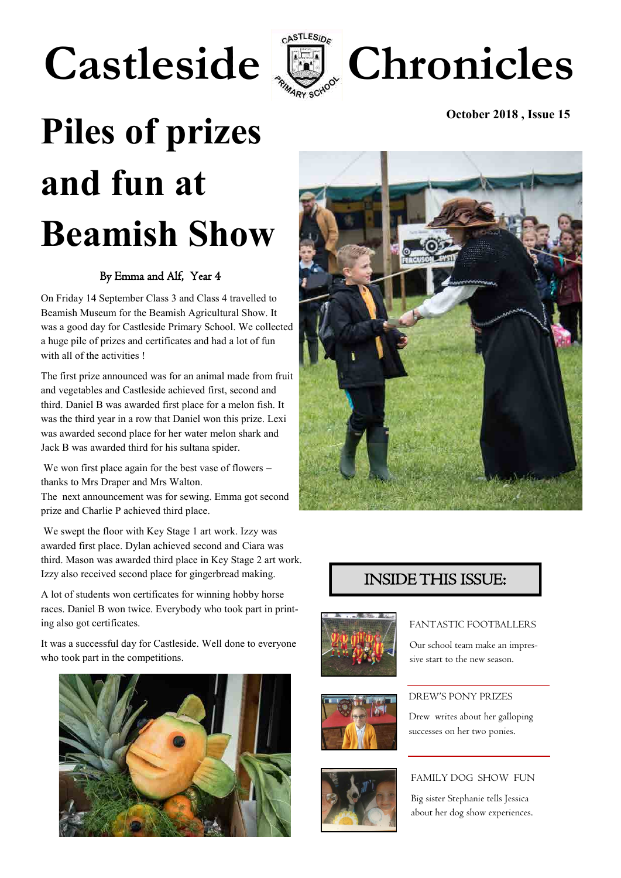# Castleside Chronicles

**October 2018 , Issue 15**

## Piles of prizes and fun at Beamish Show

By Emma and Alf, Year 4

On Friday 14 September Class 3 and Class 4 travelled to Beamish Museum for the Beamish Agricultural Show. It was a good day for Castleside Primary School. We collected a huge pile of prizes and certificates and had a lot of fun with all of the activities !

The first prize announced was for an animal made from fruit and vegetables and Castleside achieved first, second and third. Daniel B was awarded first place for a melon fish. It was the third year in a row that Daniel won this prize. Lexi was awarded second place for her water melon shark and Jack B was awarded third for his sultana spider.

We won first place again for the best vase of flowers – thanks to Mrs Draper and Mrs Walton.
The next announcement was for sewing. Emma got second prize and Charlie P achieved third place.

We swept the floor with Key Stage 1 art work. Izzy was awarded first place. Dylan achieved second and Ciara was third. Mason was awarded third place in Key Stage 2 art work. Izzy also received second place for gingerbread making.

A lot of students won certificates for winning hobby horse races. Daniel B won twice. Everybody who took part in printing also got certificates.

It was a successful day for Castleside. Well done to everyone who took part in the competitions.

### INSIDE THIS ISSUE:

FANTASTIC FOOTBALLERS

Our school team make an impressive start to the new season.

DREW'S PONY PRIZES

Drew writes about her galloping successes on her two ponies.

FAMILY DOG SHOW FUN

Big sister Stephanie tells Jessica about her dog show experiences.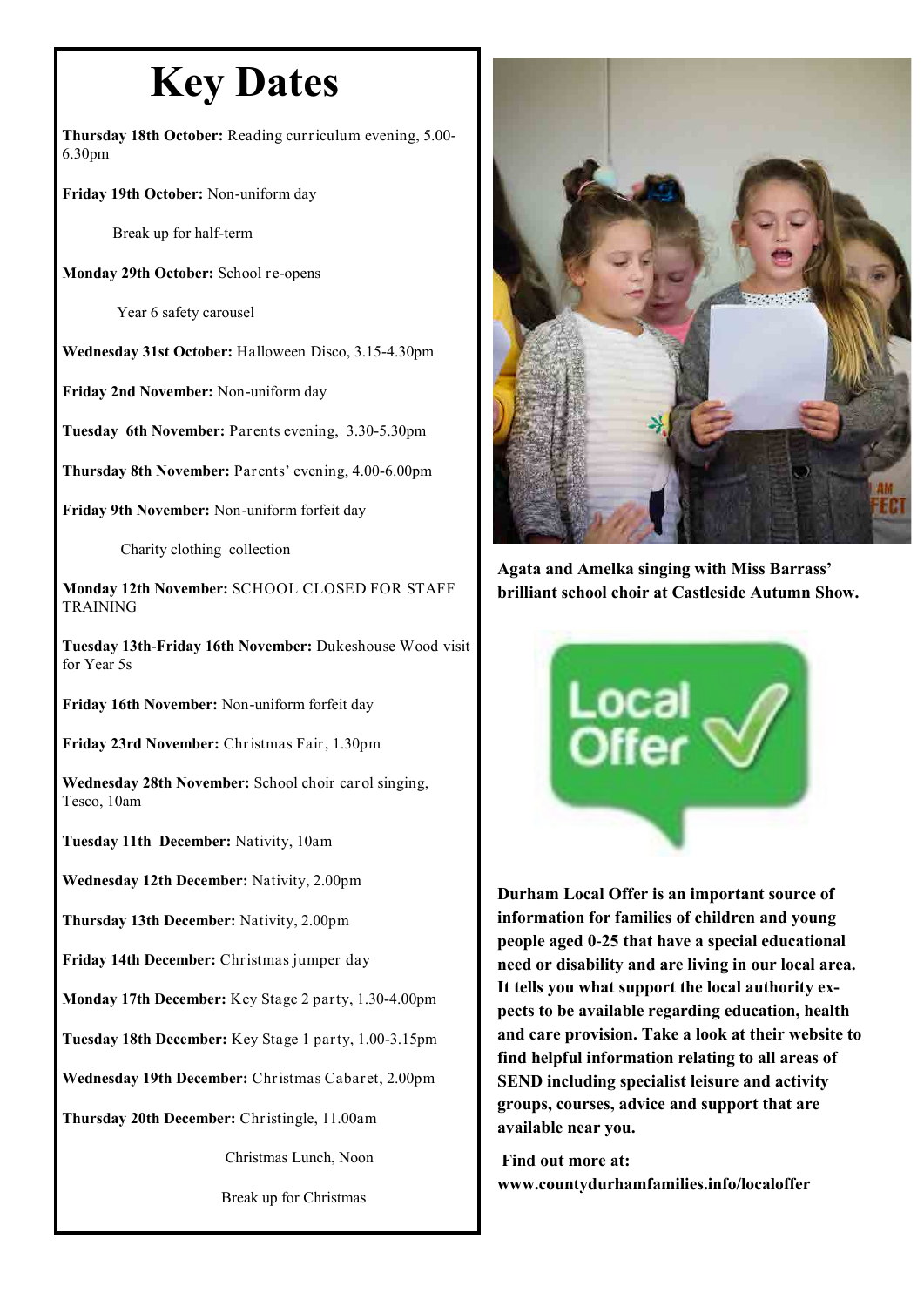# Key Dates

**Thursday 18th October:** Reading curriculum evening, 5.00-6.30pm

**Friday 19th October:** Non-uniform day

Break up for half-term

**Monday 29th October:** School re-opens

Year 6 safety carousel

**Wednesday 31st October:** Halloween Disco, 3.15-4.30pm

**Friday 2nd November:** Non-uniform day

**Tuesday 6th November:** Parents evening, 3.30-5.30pm

**Thursday 8th November:** Parents' evening, 4.00-6.00pm

**Friday 9th November:** Non-uniform forfeit day

Charity clothing collection

**Monday 12th November:** SCHOOL CLOSED FOR STAFF TRAINING

**Tuesday 13th-Friday 16th November:** Dukeshouse Wood visit for Year 5s

**Friday 16th November:** Non-uniform forfeit day

**Friday 23rd November:** Christmas Fair, 1.30pm

**Wednesday 28th November:** School choir carol singing, Tesco, 10am

**Tuesday 11th December:** Nativity, 10am

**Wednesday 12th December:** Nativity, 2.00pm

**Thursday 13th December:** Nativity, 2.00pm

**Friday 14th December:** Christmas jumper day

**Monday 17th December:** Key Stage 2 party, 1.30-4.00pm

**Tuesday 18th December:** Key Stage 1 party, 1.00-3.15pm

**Wednesday 19th December:** Christmas Cabaret, 2.00pm

**Thursday 20th December:** Christingle, 11.00am

Christmas Lunch, Noon

Break up for Christmas

**Agata and Amelka singing with Miss Barrass' brilliant school choir at Castleside Autumn Show.**

**Durham Local Offer is an important source of information for families of children and young people aged 0-25 that have a special educational need or disability and are living in our local area. It tells you what support the local authority expects to be available regarding education, health and care provision. Take a look at their website to find helpful information relating to all areas of SEND including specialist leisure and activity groups, courses, advice and support that are available near you.**

**Find out more at: www.countydurhamfamilies.info/localoffer**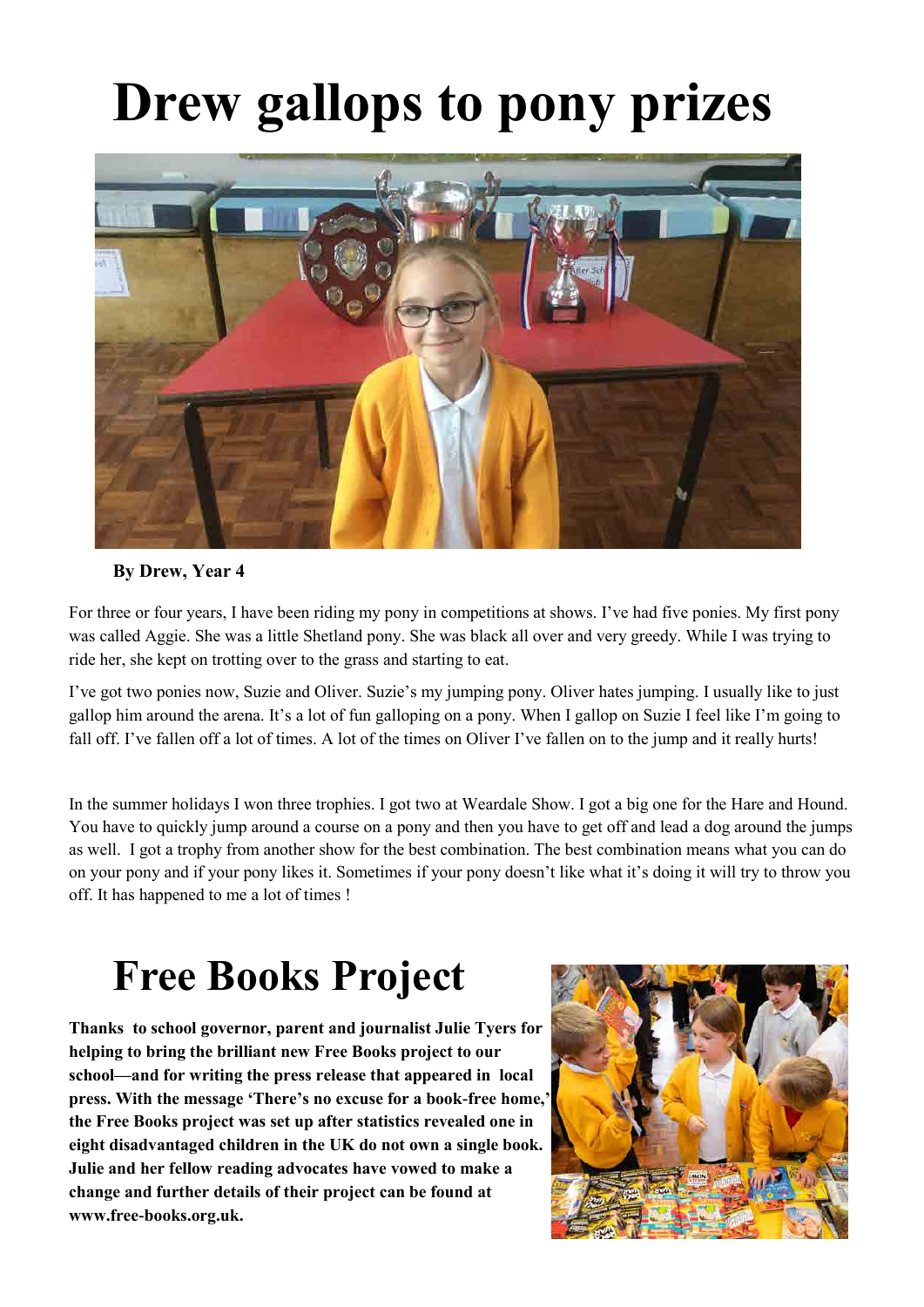# Drew gallops to pony prizes

**By Drew, Year 4**

For three or four years, I have been riding my pony in competitions at shows. I've had five ponies. My first pony was called Aggie. She was a little Shetland pony. She was black all over and very greedy. While I was trying to ride her, she kept on trotting over to the grass and starting to eat.

I've got two ponies now, Suzie and Oliver. Suzie's my jumping pony. Oliver hates jumping. I usually like to just gallop him around the arena. It's a lot of fun galloping on a pony. When I gallop on Suzie I feel like I'm going to fall off. I've fallen off a lot of times. A lot of the times on Oliver I've fallen on to the jump and it really hurts!

In the summer holidays I won three trophies. I got two at Weardale Show. I got a big one for the Hare and Hound. You have to quickly jump around a course on a pony and then you have to get off and lead a dog around the jumps as well. I got a trophy from another show for the best combination. The best combination means what you can do on your pony and if your pony likes it. Sometimes if your pony doesn't like what it's doing it will try to throw you off. It has happened to me a lot of times !

# Free Books Project

**Thanks to school governor, parent and journalist Julie Tyers for helping to bring the brilliant new Free Books project to our school—and for writing the press release that appeared in local press. With the message 'There's no excuse for a book-free home,' the Free Books project was set up after statistics revealed one in eight disadvantaged children in the UK do not own a single book. Julie and her fellow reading advocates have vowed to make a change and further details of their project can be found at www.free-books.org.uk.**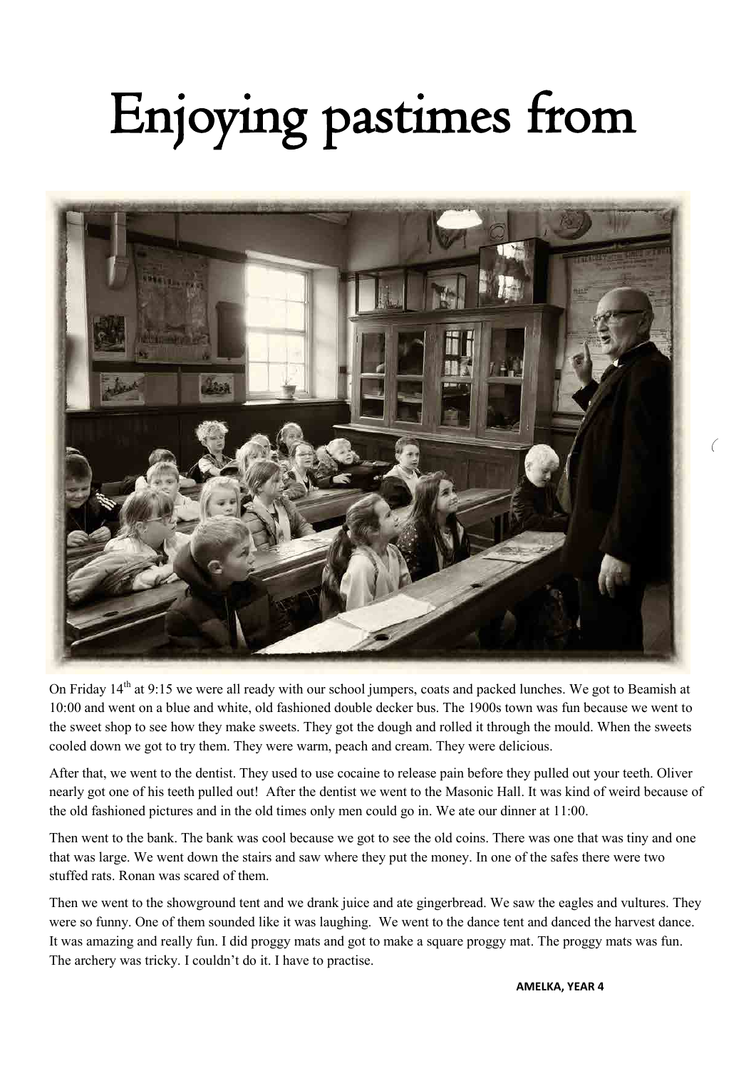# Enjoying pastimes from

On Friday 14th at 9:15 we were all ready with our school jumpers, coats and packed lunches. We got to Beamish at 10:00 and went on a blue and white, old fashioned double decker bus. The 1900s town was fun because we went to the sweet shop to see how they make sweets. They got the dough and rolled it through the mould. When the sweets cooled down we got to try them. They were warm, peach and cream. They were delicious.

After that, we went to the dentist. They used to use cocaine to release pain before they pulled out your teeth. Oliver nearly got one of his teeth pulled out! After the dentist we went to the Masonic Hall. It was kind of weird because of the old fashioned pictures and in the old times only men could go in. We ate our dinner at 11:00.

Then went to the bank. The bank was cool because we got to see the old coins. There was one that was tiny and one that was large. We went down the stairs and saw where they put the money. In one of the safes there were two stuffed rats. Ronan was scared of them.

Then we went to the showground tent and we drank juice and ate gingerbread. We saw the eagles and vultures. They were so funny. One of them sounded like it was laughing. We went to the dance tent and danced the harvest dance. It was amazing and really fun. I did proggy mats and got to make a square proggy mat. The proggy mats was fun. The archery was tricky. I couldn't do it. I have to practise.

**AMELKA, YEAR 4**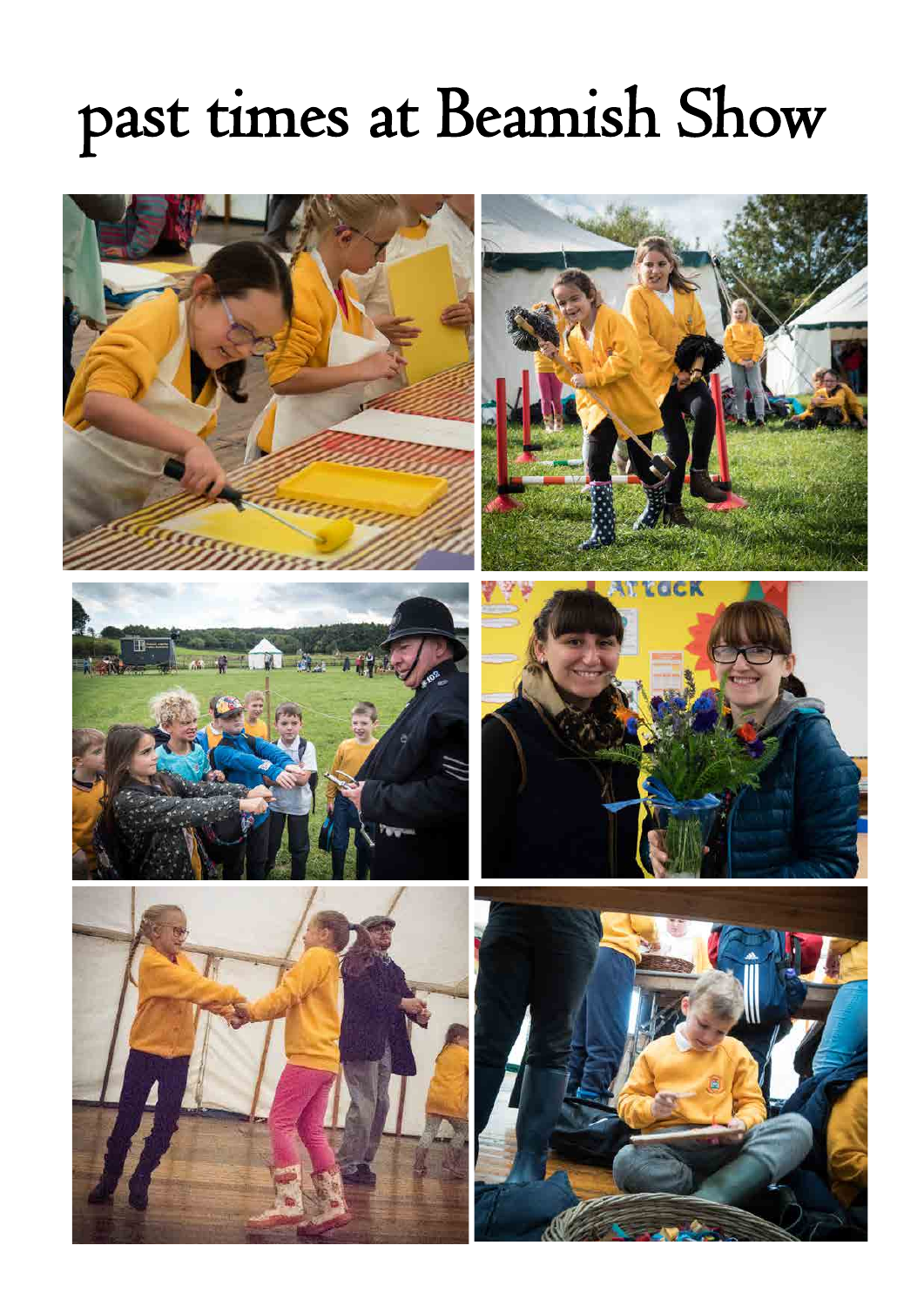# past times at Beamish Show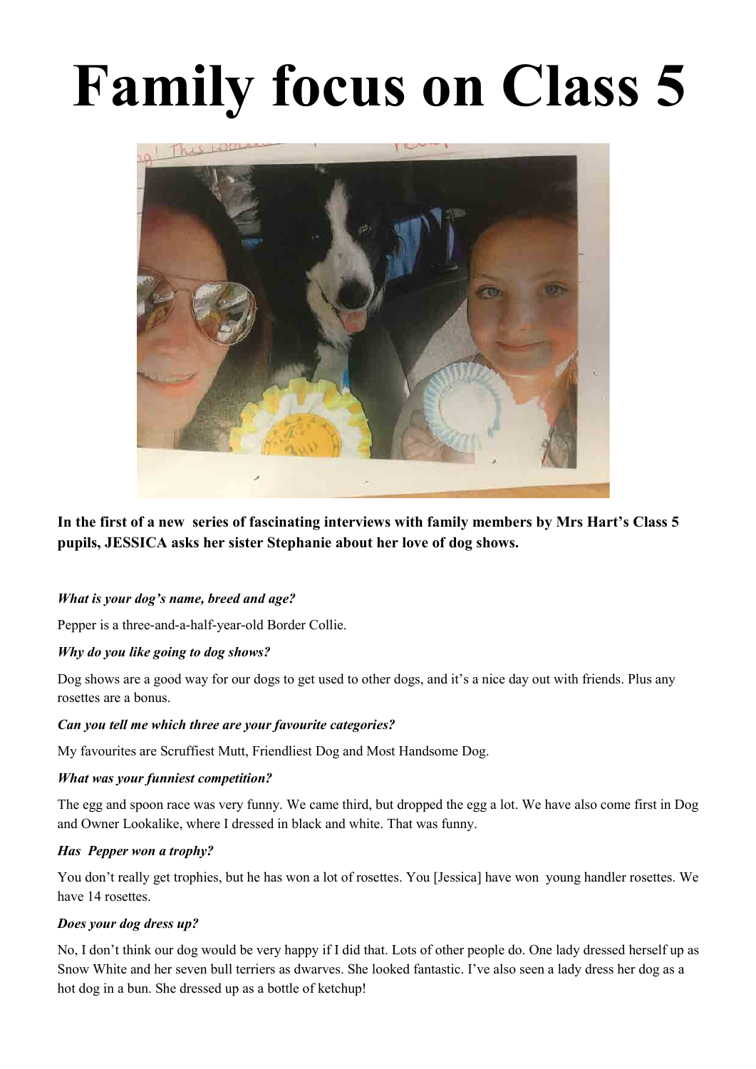# Family focus on Class 5

**In the first of a new series of fascinating interviews with family members by Mrs Hart's Class 5 pupils, JESSICA asks her sister Stephanie about her love of dog shows.**

***What is your dog's name, breed and age?***

Pepper is a three-and-a-half-year-old Border Collie.

***Why do you like going to dog shows?***

Dog shows are a good way for our dogs to get used to other dogs, and it's a nice day out with friends. Plus any rosettes are a bonus.

***Can you tell me which three are your favourite categories?***

My favourites are Scruffiest Mutt, Friendliest Dog and Most Handsome Dog.

***What was your funniest competition?***

The egg and spoon race was very funny. We came third, but dropped the egg a lot. We have also come first in Dog and Owner Lookalike, where I dressed in black and white. That was funny.

***Has Pepper won a trophy?***

You don't really get trophies, but he has won a lot of rosettes. You [Jessica] have won young handler rosettes. We have 14 rosettes.

***Does your dog dress up?***

No, I don't think our dog would be very happy if I did that. Lots of other people do. One lady dressed herself up as Snow White and her seven bull terriers as dwarves. She looked fantastic. I've also seen a lady dress her dog as a hot dog in a bun. She dressed up as a bottle of ketchup!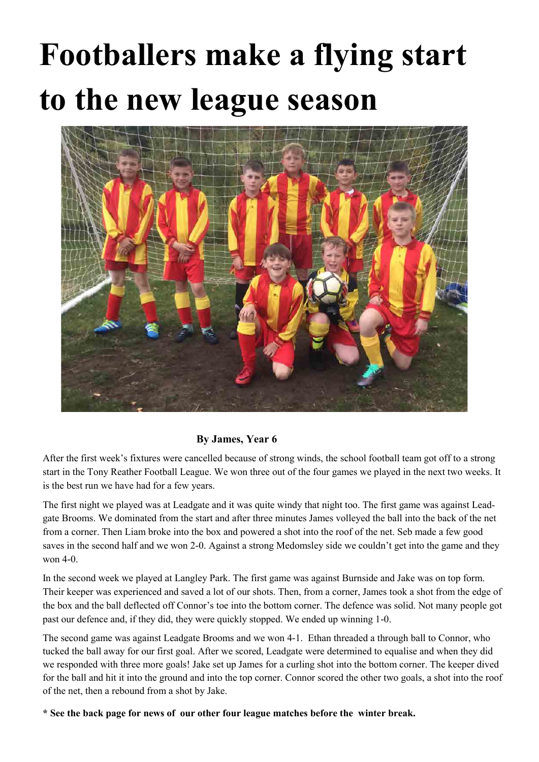# Footballers make a flying start to the new league season

**By James, Year 6**

After the first week's fixtures were cancelled because of strong winds, the school football team got off to a strong start in the Tony Reather Football League. We won three out of the four games we played in the next two weeks. It is the best run we have had for a few years.

The first night we played was at Leadgate and it was quite windy that night too. The first game was against Leadgate Brooms. We dominated from the start and after three minutes James volleyed the ball into the back of the net from a corner. Then Liam broke into the box and powered a shot into the roof of the net. Seb made a few good saves in the second half and we won 2-0. Against a strong Medomsley side we couldn't get into the game and they won 4-0.

In the second week we played at Langley Park. The first game was against Burnside and Jake was on top form. Their keeper was experienced and saved a lot of our shots. Then, from a corner, James took a shot from the edge of the box and the ball deflected off Connor's toe into the bottom corner. The defence was solid. Not many people got past our defence and, if they did, they were quickly stopped. We ended up winning 1-0.

The second game was against Leadgate Brooms and we won 4-1. Ethan threaded a through ball to Connor, who tucked the ball away for our first goal. After we scored, Leadgate were determined to equalise and when they did we responded with three more goals! Jake set up James for a curling shot into the bottom corner. The keeper dived for the ball and hit it into the ground and into the top corner. Connor scored the other two goals, a shot into the roof of the net, then a rebound from a shot by Jake.

**\* See the back page for news of our other four league matches before the winter break.**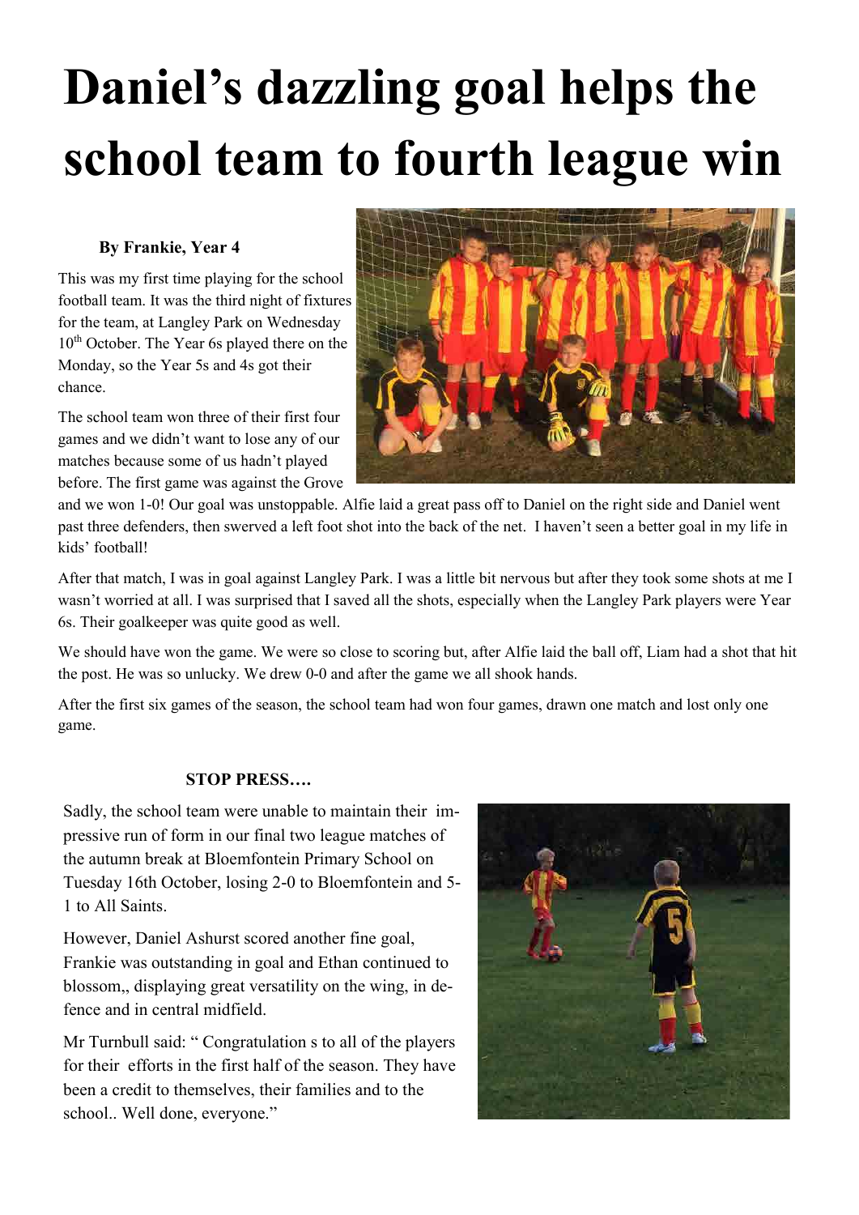# Daniel's dazzling goal helps the school team to fourth league win

**By Frankie, Year 4**

This was my first time playing for the school football team. It was the third night of fixtures for the team, at Langley Park on Wednesday 10th October. The Year 6s played there on the Monday, so the Year 5s and 4s got their chance.

The school team won three of their first four games and we didn't want to lose any of our matches because some of us hadn't played before. The first game was against the Grove and we won 1-0! Our goal was unstoppable. Alfie laid a great pass off to Daniel on the right side and Daniel went past three defenders, then swerved a left foot shot into the back of the net. I haven't seen a better goal in my life in kids' football!

After that match, I was in goal against Langley Park. I was a little bit nervous but after they took some shots at me I wasn't worried at all. I was surprised that I saved all the shots, especially when the Langley Park players were Year 6s. Their goalkeeper was quite good as well.

We should have won the game. We were so close to scoring but, after Alfie laid the ball off, Liam had a shot that hit the post. He was so unlucky. We drew 0-0 and after the game we all shook hands.

After the first six games of the season, the school team had won four games, drawn one match and lost only one game.

**STOP PRESS….**

Sadly, the school team were unable to maintain their impressive run of form in our final two league matches of the autumn break at Bloemfontein Primary School on Tuesday 16th October, losing 2-0 to Bloemfontein and 5-1 to All Saints.

However, Daniel Ashurst scored another fine goal, Frankie was outstanding in goal and Ethan continued to blossom,, displaying great versatility on the wing, in defence and in central midfield.

Mr Turnbull said: " Congratulation s to all of the players for their efforts in the first half of the season. They have been a credit to themselves, their families and to the school.. Well done, everyone."